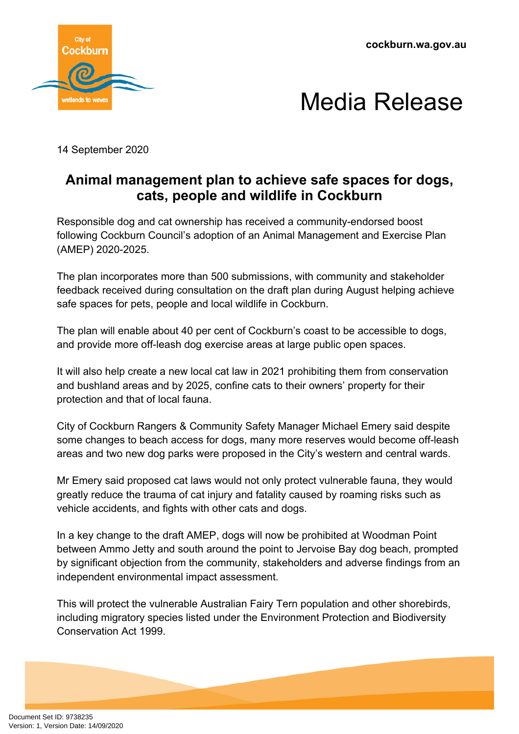cockburn.wa.gov.au

# Media Release

14 September 2020

## Animal management plan to achieve safe spaces for dogs, cats, people and wildlife in Cockburn

Responsible dog and cat ownership has received a community-endorsed boost following Cockburn Council's adoption of an Animal Management and Exercise Plan (AMEP) 2020-2025.

The plan incorporates more than 500 submissions, with community and stakeholder feedback received during consultation on the draft plan during August helping achieve safe spaces for pets, people and local wildlife in Cockburn.

The plan will enable about 40 per cent of Cockburn's coast to be accessible to dogs, and provide more off-leash dog exercise areas at large public open spaces.

It will also help create a new local cat law in 2021 prohibiting them from conservation and bushland areas and by 2025, confine cats to their owners' property for their protection and that of local fauna.

City of Cockburn Rangers & Community Safety Manager Michael Emery said despite some changes to beach access for dogs, many more reserves would become off-leash areas and two new dog parks were proposed in the City's western and central wards.

Mr Emery said proposed cat laws would not only protect vulnerable fauna, they would greatly reduce the trauma of cat injury and fatality caused by roaming risks such as vehicle accidents, and fights with other cats and dogs.

In a key change to the draft AMEP, dogs will now be prohibited at Woodman Point between Ammo Jetty and south around the point to Jervoise Bay dog beach, prompted by significant objection from the community, stakeholders and adverse findings from an independent environmental impact assessment.

This will protect the vulnerable Australian Fairy Tern population and other shorebirds, including migratory species listed under the Environment Protection and Biodiversity Conservation Act 1999.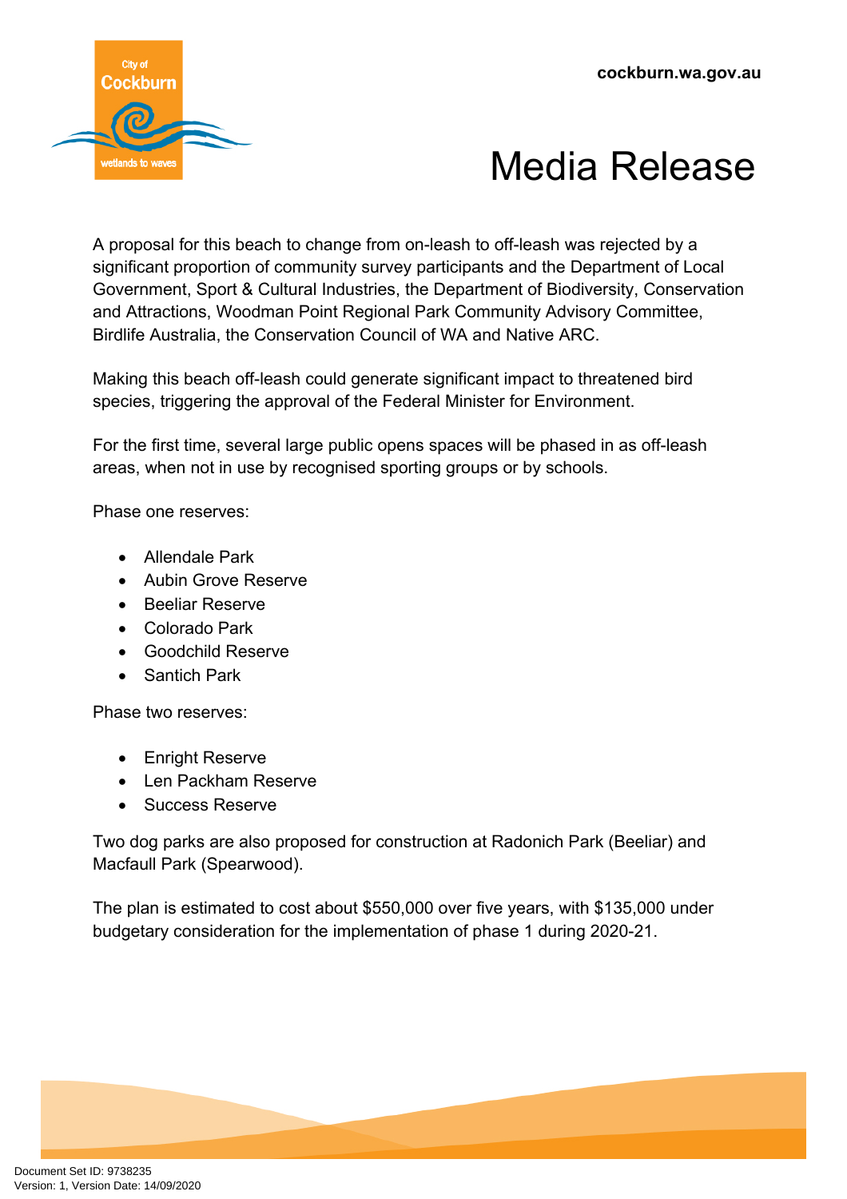A proposal for this beach to change from on-leash to off-leash was rejected by a significant proportion of community survey participants and the Department of Local Government, Sport & Cultural Industries, the Department of Biodiversity, Conservation and Attractions, Woodman Point Regional Park Community Advisory Committee, Birdlife Australia, the Conservation Council of WA and Native ARC.

Making this beach off-leash could generate significant impact to threatened bird species, triggering the approval of the Federal Minister for Environment.

For the first time, several large public opens spaces will be phased in as off-leash areas, when not in use by recognised sporting groups or by schools.

Phase one reserves:

- Allendale Park
- Aubin Grove Reserve
- Beeliar Reserve
- Colorado Park
- Goodchild Reserve
- Santich Park

Phase two reserves:

- Enright Reserve
- Len Packham Reserve
- Success Reserve

Two dog parks are also proposed for construction at Radonich Park (Beeliar) and Macfaull Park (Spearwood).

The plan is estimated to cost about $550,000 over five years, with $135,000 under budgetary consideration for the implementation of phase 1 during 2020-21.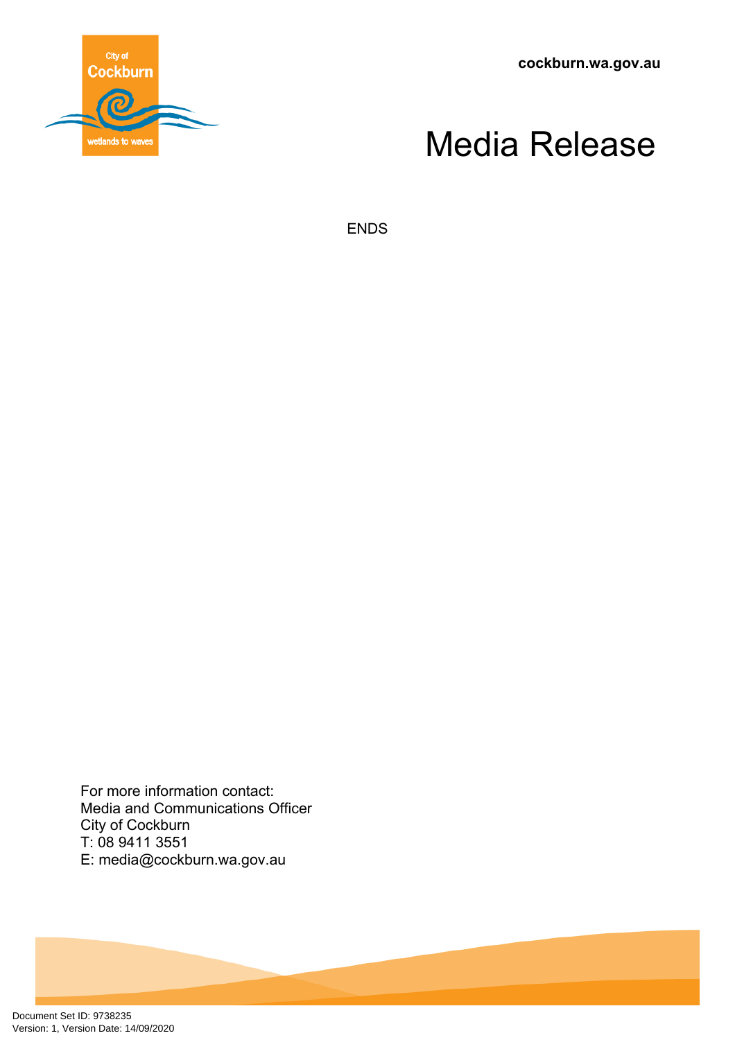cockburn.wa.gov.au

# Media Release

ENDS

For more information contact:
Media and Communications Officer
City of Cockburn
T: 08 9411 3551
E: media@cockburn.wa.gov.au

Document Set ID: 9738235
Version: 1, Version Date: 14/09/2020